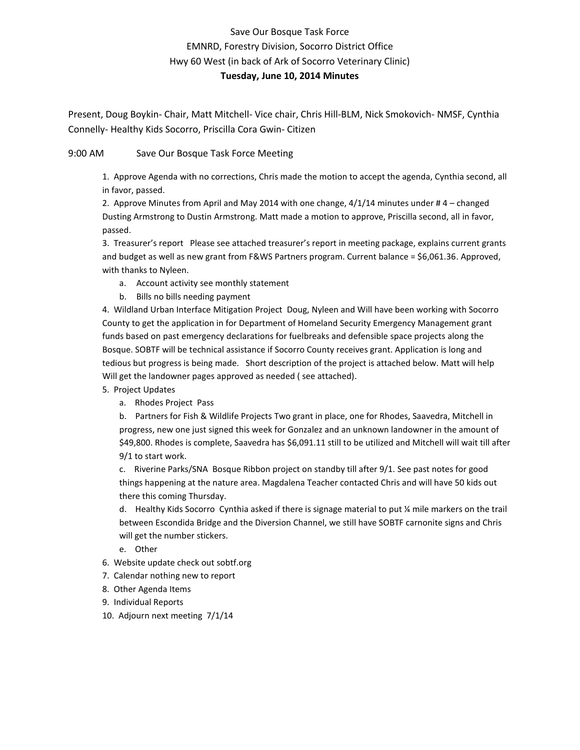Save Our Bosque Task Force
EMNRD, Forestry Division, Socorro District Office
Hwy 60 West (in back of Ark of Socorro Veterinary Clinic)
**Tuesday, June 10, 2014 Minutes**

Present, Doug Boykin- Chair, Matt Mitchell- Vice chair, Chris Hill-BLM, Nick Smokovich- NMSF, Cynthia Connelly- Healthy Kids Socorro, Priscilla Cora Gwin- Citizen

9:00 AM Save Our Bosque Task Force Meeting

1. Approve Agenda with no corrections, Chris made the motion to accept the agenda, Cynthia second, all in favor, passed.
2. Approve Minutes from April and May 2014 with one change, 4/1/14 minutes under # 4 – changed Dusting Armstrong to Dustin Armstrong. Matt made a motion to approve, Priscilla second, all in favor, passed.
3. Treasurer's report Please see attached treasurer's report in meeting package, explains current grants and budget as well as new grant from F&WS Partners program. Current balance = $6,061.36. Approved, with thanks to Nyleen.
    a. Account activity see monthly statement
    b. Bills no bills needing payment
4. Wildland Urban Interface Mitigation Project Doug, Nyleen and Will have been working with Socorro County to get the application in for Department of Homeland Security Emergency Management grant funds based on past emergency declarations for fuelbreaks and defensible space projects along the Bosque. SOBTF will be technical assistance if Socorro County receives grant. Application is long and tedious but progress is being made. Short description of the project is attached below. Matt will help Will get the landowner pages approved as needed ( see attached).
5. Project Updates
    a. Rhodes Project Pass
    b. Partners for Fish & Wildlife Projects Two grant in place, one for Rhodes, Saavedra, Mitchell in progress, new one just signed this week for Gonzalez and an unknown landowner in the amount of $49,800. Rhodes is complete, Saavedra has $6,091.11 still to be utilized and Mitchell will wait till after 9/1 to start work.
    c. Riverine Parks/SNA Bosque Ribbon project on standby till after 9/1. See past notes for good things happening at the nature area. Magdalena Teacher contacted Chris and will have 50 kids out there this coming Thursday.
    d. Healthy Kids Socorro Cynthia asked if there is signage material to put ¼ mile markers on the trail between Escondida Bridge and the Diversion Channel, we still have SOBTF carnonite signs and Chris will get the number stickers.
    e. Other
6. Website update check out sobtf.org
7. Calendar nothing new to report
8. Other Agenda Items
9. Individual Reports
10. Adjourn next meeting 7/1/14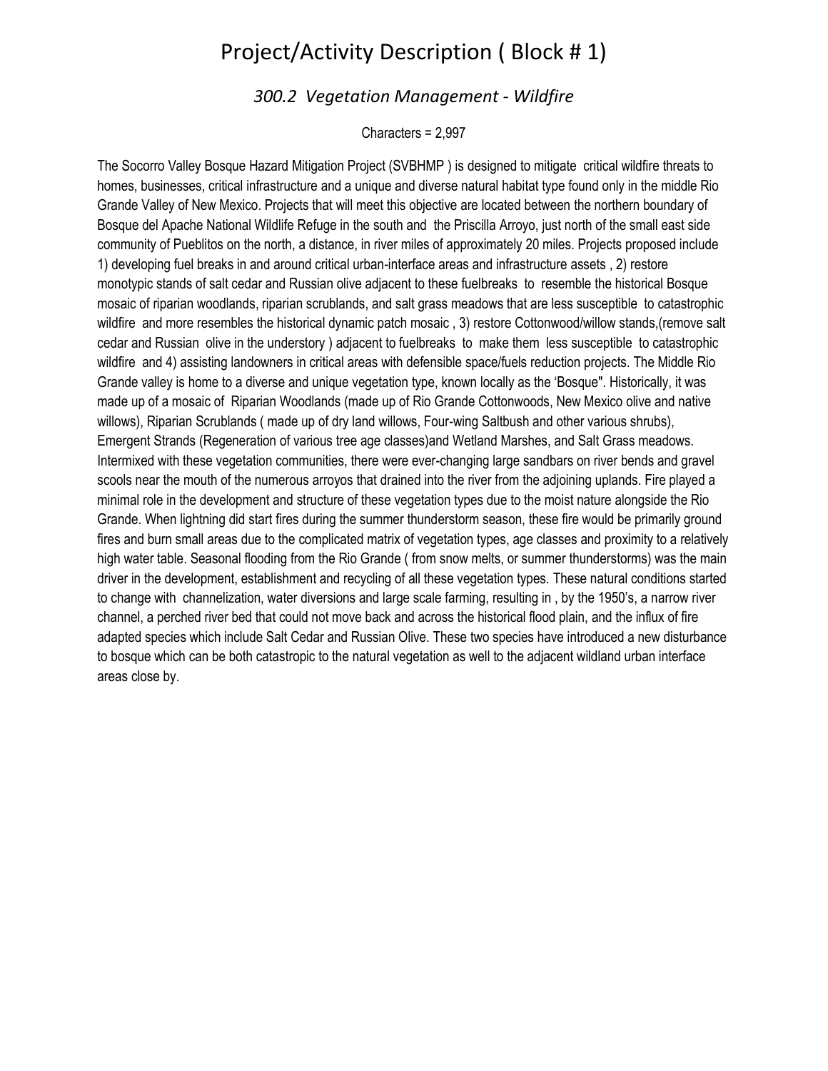# Project/Activity Description ( Block # 1)

## *300.2 Vegetation Management - Wildfire*

Characters = 2,997

The Socorro Valley Bosque Hazard Mitigation Project (SVBHMP ) is designed to mitigate critical wildfire threats to homes, businesses, critical infrastructure and a unique and diverse natural habitat type found only in the middle Rio Grande Valley of New Mexico. Projects that will meet this objective are located between the northern boundary of Bosque del Apache National Wildlife Refuge in the south and the Priscilla Arroyo, just north of the small east side community of Pueblitos on the north, a distance, in river miles of approximately 20 miles. Projects proposed include 1) developing fuel breaks in and around critical urban-interface areas and infrastructure assets , 2) restore monotypic stands of salt cedar and Russian olive adjacent to these fuelbreaks to resemble the historical Bosque mosaic of riparian woodlands, riparian scrublands, and salt grass meadows that are less susceptible to catastrophic wildfire and more resembles the historical dynamic patch mosaic , 3) restore Cottonwood/willow stands,(remove salt cedar and Russian olive in the understory ) adjacent to fuelbreaks to make them less susceptible to catastrophic wildfire and 4) assisting landowners in critical areas with defensible space/fuels reduction projects. The Middle Rio Grande valley is home to a diverse and unique vegetation type, known locally as the 'Bosque". Historically, it was made up of a mosaic of Riparian Woodlands (made up of Rio Grande Cottonwoods, New Mexico olive and native willows), Riparian Scrublands ( made up of dry land willows, Four-wing Saltbush and other various shrubs), Emergent Strands (Regeneration of various tree age classes)and Wetland Marshes, and Salt Grass meadows. Intermixed with these vegetation communities, there were ever-changing large sandbars on river bends and gravel scools near the mouth of the numerous arroyos that drained into the river from the adjoining uplands. Fire played a minimal role in the development and structure of these vegetation types due to the moist nature alongside the Rio Grande. When lightning did start fires during the summer thunderstorm season, these fire would be primarily ground fires and burn small areas due to the complicated matrix of vegetation types, age classes and proximity to a relatively high water table. Seasonal flooding from the Rio Grande ( from snow melts, or summer thunderstorms) was the main driver in the development, establishment and recycling of all these vegetation types. These natural conditions started to change with channelization, water diversions and large scale farming, resulting in , by the 1950's, a narrow river channel, a perched river bed that could not move back and across the historical flood plain, and the influx of fire adapted species which include Salt Cedar and Russian Olive. These two species have introduced a new disturbance to bosque which can be both catastropic to the natural vegetation as well to the adjacent wildland urban interface areas close by.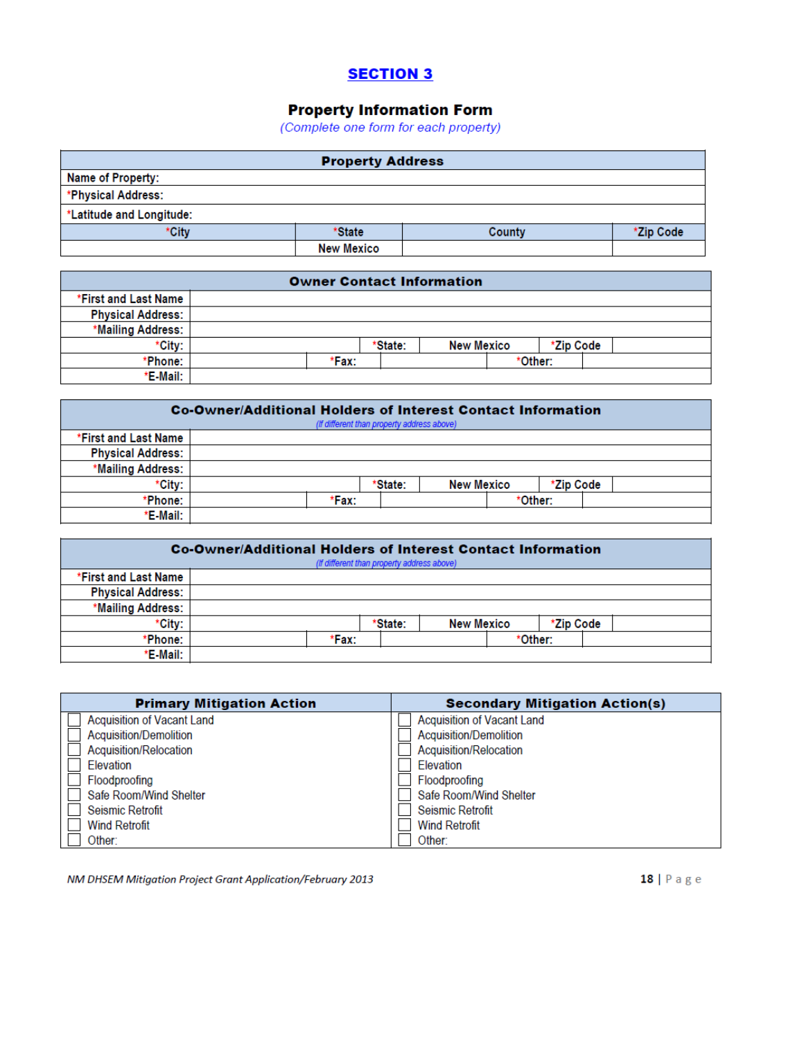# SECTION 3

## Property Information Form

*(Complete one form for each property)*

| Property Address | | | |
|---|---|---|---|
| Name of Property: | | | |
| *Physical Address: | | | |
| *Latitude and Longitude: | | | |
| *City | *State | County | *Zip Code |
| | New Mexico | | |

| Owner Contact Information | | | | | |
|---|---|---|---|---|---|
| *First and Last Name | | | | | |
| Physical Address: | | | | | |
| *Mailing Address: | | | | | |
| *City: | | *State: | New Mexico | *Zip Code | |
| *Phone: | | *Fax: | | *Other: | |
| *E-Mail: | | | | | |

| Co-Owner/Additional Holders of Interest Contact Information *(If different than property address above)* | | | | | |
|---|---|---|---|---|---|
| *First and Last Name | | | | | |
| Physical Address: | | | | | |
| *Mailing Address: | | | | | |
| *City: | | *State: | New Mexico | *Zip Code | |
| *Phone: | | *Fax: | | *Other: | |
| *E-Mail: | | | | | |

| Co-Owner/Additional Holders of Interest Contact Information *(If different than property address above)* | | | | | |
|---|---|---|---|---|---|
| *First and Last Name | | | | | |
| Physical Address: | | | | | |
| *Mailing Address: | | | | | |
| *City: | | *State: | New Mexico | *Zip Code | |
| *Phone: | | *Fax: | | *Other: | |
| *E-Mail: | | | | | |

| Primary Mitigation Action | Secondary Mitigation Action(s) |
|---|---|
| ☐ Acquisition of Vacant Land | ☐ Acquisition of Vacant Land |
| ☐ Acquisition/Demolition | ☐ Acquisition/Demolition |
| ☐ Acquisition/Relocation | ☐ Acquisition/Relocation |
| ☐ Elevation | ☐ Elevation |
| ☐ Floodproofing | ☐ Floodproofing |
| ☐ Safe Room/Wind Shelter | ☐ Safe Room/Wind Shelter |
| ☐ Seismic Retrofit | ☐ Seismic Retrofit |
| ☐ Wind Retrofit | ☐ Wind Retrofit |
| ☐ Other: | ☐ Other: |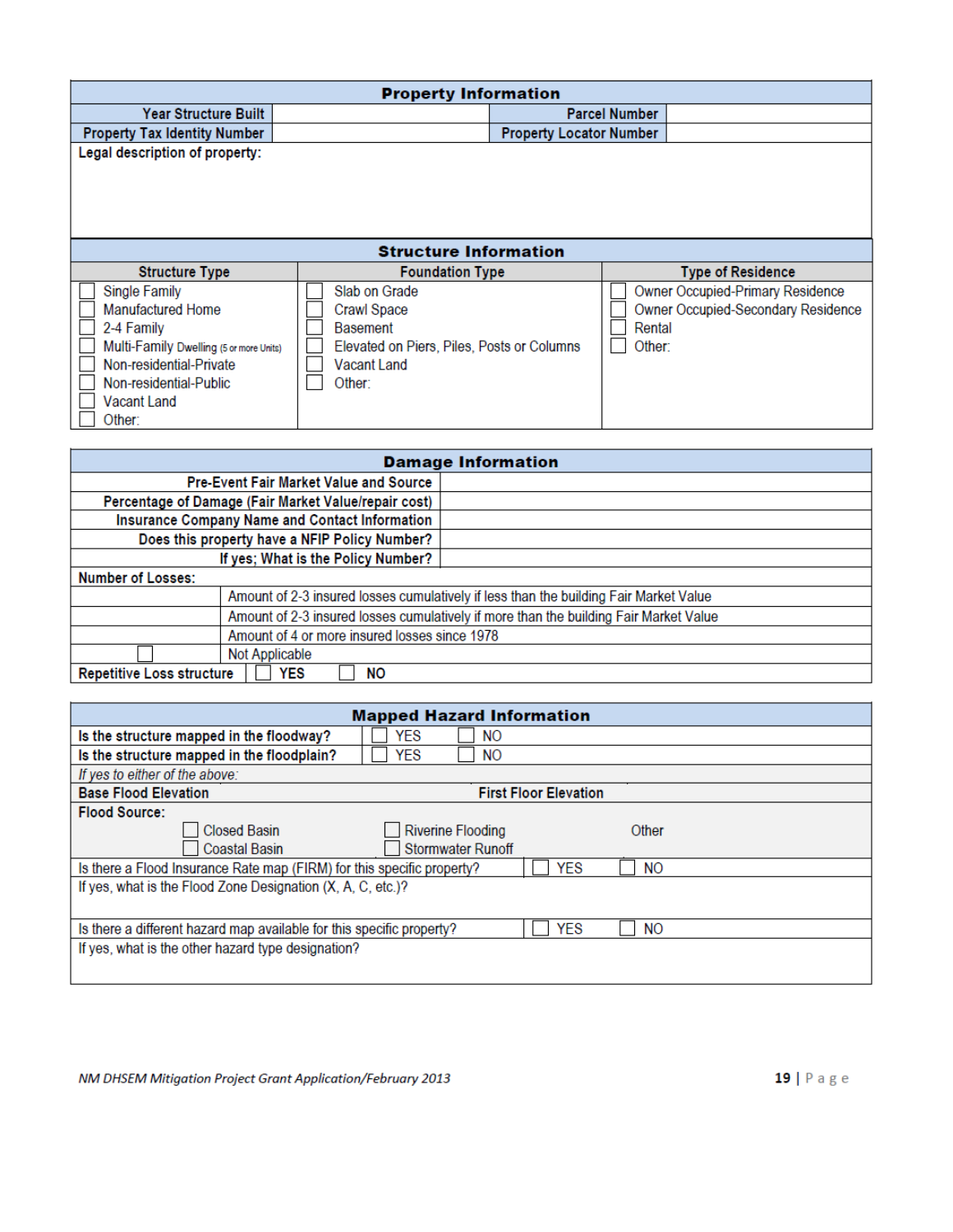## Property Information

| | | | |
|---|---|---|---|
| Year Structure Built | | Parcel Number | |
| Property Tax Identity Number | | Property Locator Number | |

Legal description of property:

## Structure Information

| Structure Type | Foundation Type | Type of Residence |
|---|---|---|
| ☐ Single Family | ☐ Slab on Grade | ☐ Owner Occupied-Primary Residence |
| ☐ Manufactured Home | ☐ Crawl Space | ☐ Owner Occupied-Secondary Residence |
| ☐ 2-4 Family | ☐ Basement | ☐ Rental |
| ☐ Multi-Family Dwelling (5 or more Units) | ☐ Elevated on Piers, Piles, Posts or Columns | ☐ Other: |
| ☐ Non-residential-Private | ☐ Vacant Land | |
| ☐ Non-residential-Public | ☐ Other: | |
| ☐ Vacant Land | | |
| ☐ Other: | | |

## Damage Information

| | |
|---|---|
| Pre-Event Fair Market Value and Source | |
| Percentage of Damage (Fair Market Value/repair cost) | |
| Insurance Company Name and Contact Information | |
| Does this property have a NFIP Policy Number? | |
| If yes; What is the Policy Number? | |

Number of Losses:

| | |
|---|---|
| | Amount of 2-3 insured losses cumulatively if less than the building Fair Market Value |
| | Amount of 2-3 insured losses cumulatively if more than the building Fair Market Value |
| | Amount of 4 or more insured losses since 1978 |
| ☐ | Not Applicable |

Repetitive Loss structure ☐ YES ☐ NO

## Mapped Hazard Information

| | |
|---|---|
| Is the structure mapped in the floodway? | ☐ YES ☐ NO |
| Is the structure mapped in the floodplain? | ☐ YES ☐ NO |

*If yes to either of the above:*

| | |
|---|---|
| Base Flood Elevation | First Floor Elevation |

Flood Source:

☐ Closed Basin ☐ Riverine Flooding Other

☐ Coastal Basin ☐ Stormwater Runoff

Is there a Flood Insurance Rate map (FIRM) for this specific property? ☐ YES ☐ NO

If yes, what is the Flood Zone Designation (X, A, C, etc.)?

Is there a different hazard map available for this specific property? ☐ YES ☐ NO

If yes, what is the other hazard type designation?